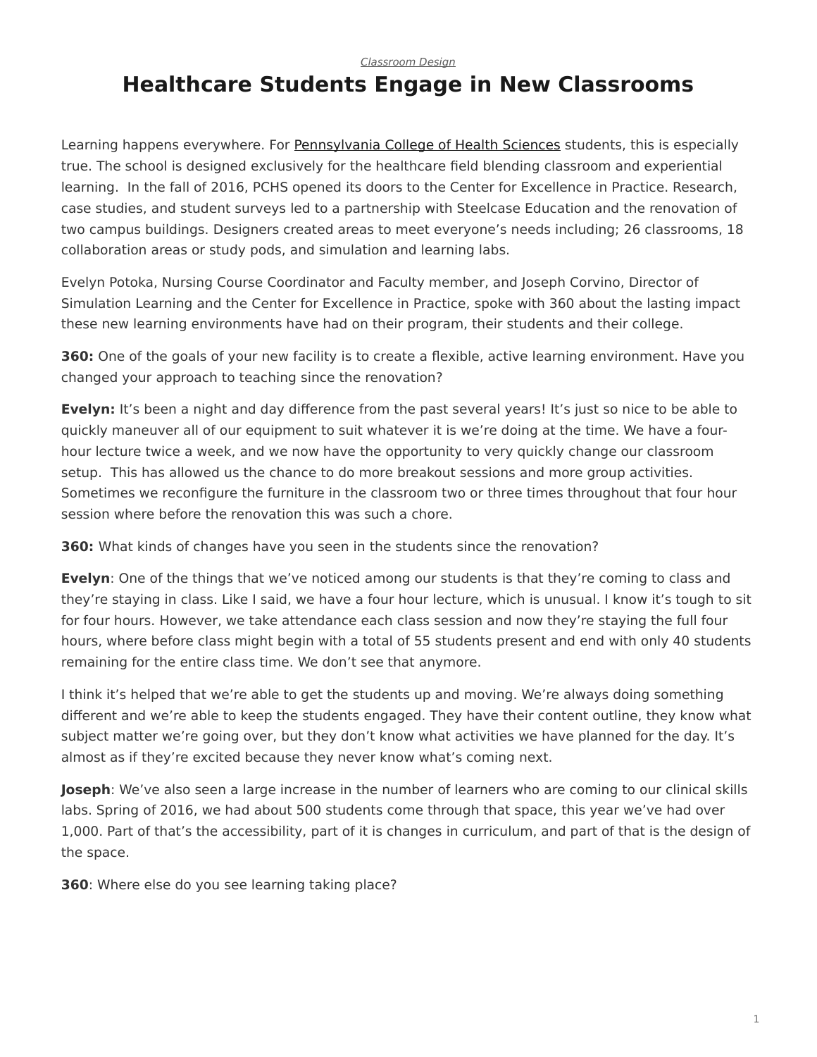*Classroom Design*

# Healthcare Students Engage in New Classrooms

Learning happens everywhere. For Pennsylvania College of Health Sciences students, this is especially true. The school is designed exclusively for the healthcare field blending classroom and experiential learning. In the fall of 2016, PCHS opened its doors to the Center for Excellence in Practice. Research, case studies, and student surveys led to a partnership with Steelcase Education and the renovation of two campus buildings. Designers created areas to meet everyone's needs including; 26 classrooms, 18 collaboration areas or study pods, and simulation and learning labs.

Evelyn Potoka, Nursing Course Coordinator and Faculty member, and Joseph Corvino, Director of Simulation Learning and the Center for Excellence in Practice, spoke with 360 about the lasting impact these new learning environments have had on their program, their students and their college.

**360:** One of the goals of your new facility is to create a flexible, active learning environment. Have you changed your approach to teaching since the renovation?

**Evelyn:** It's been a night and day difference from the past several years! It's just so nice to be able to quickly maneuver all of our equipment to suit whatever it is we're doing at the time. We have a four-hour lecture twice a week, and we now have the opportunity to very quickly change our classroom setup. This has allowed us the chance to do more breakout sessions and more group activities. Sometimes we reconfigure the furniture in the classroom two or three times throughout that four hour session where before the renovation this was such a chore.

**360:** What kinds of changes have you seen in the students since the renovation?

**Evelyn**: One of the things that we've noticed among our students is that they're coming to class and they're staying in class. Like I said, we have a four hour lecture, which is unusual. I know it's tough to sit for four hours. However, we take attendance each class session and now they're staying the full four hours, where before class might begin with a total of 55 students present and end with only 40 students remaining for the entire class time. We don't see that anymore.

I think it's helped that we're able to get the students up and moving. We're always doing something different and we're able to keep the students engaged. They have their content outline, they know what subject matter we're going over, but they don't know what activities we have planned for the day. It's almost as if they're excited because they never know what's coming next.

**Joseph**: We've also seen a large increase in the number of learners who are coming to our clinical skills labs. Spring of 2016, we had about 500 students come through that space, this year we've had over 1,000. Part of that's the accessibility, part of it is changes in curriculum, and part of that is the design of the space.

**360**: Where else do you see learning taking place?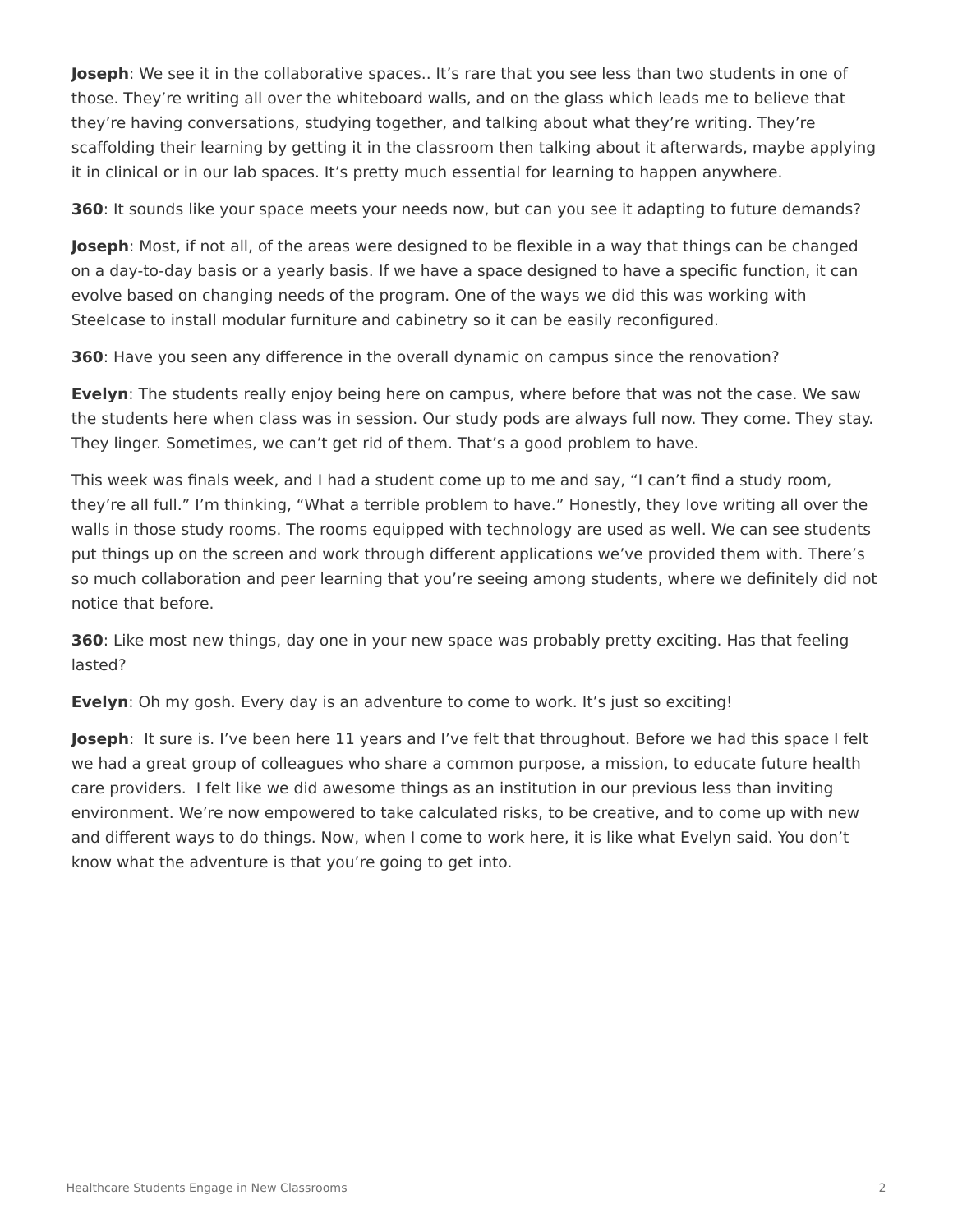**Joseph**: We see it in the collaborative spaces.. It's rare that you see less than two students in one of those. They're writing all over the whiteboard walls, and on the glass which leads me to believe that they're having conversations, studying together, and talking about what they're writing. They're scaffolding their learning by getting it in the classroom then talking about it afterwards, maybe applying it in clinical or in our lab spaces. It's pretty much essential for learning to happen anywhere.

**360**: It sounds like your space meets your needs now, but can you see it adapting to future demands?

**Joseph**: Most, if not all, of the areas were designed to be flexible in a way that things can be changed on a day-to-day basis or a yearly basis. If we have a space designed to have a specific function, it can evolve based on changing needs of the program. One of the ways we did this was working with Steelcase to install modular furniture and cabinetry so it can be easily reconfigured.

**360**: Have you seen any difference in the overall dynamic on campus since the renovation?

**Evelyn**: The students really enjoy being here on campus, where before that was not the case. We saw the students here when class was in session. Our study pods are always full now. They come. They stay. They linger. Sometimes, we can't get rid of them. That's a good problem to have.

This week was finals week, and I had a student come up to me and say, "I can't find a study room, they're all full." I'm thinking, "What a terrible problem to have." Honestly, they love writing all over the walls in those study rooms. The rooms equipped with technology are used as well. We can see students put things up on the screen and work through different applications we've provided them with. There's so much collaboration and peer learning that you're seeing among students, where we definitely did not notice that before.

**360**: Like most new things, day one in your new space was probably pretty exciting. Has that feeling lasted?

**Evelyn**: Oh my gosh. Every day is an adventure to come to work. It's just so exciting!

**Joseph**: It sure is. I've been here 11 years and I've felt that throughout. Before we had this space I felt we had a great group of colleagues who share a common purpose, a mission, to educate future health care providers. I felt like we did awesome things as an institution in our previous less than inviting environment. We're now empowered to take calculated risks, to be creative, and to come up with new and different ways to do things. Now, when I come to work here, it is like what Evelyn said. You don't know what the adventure is that you're going to get into.

---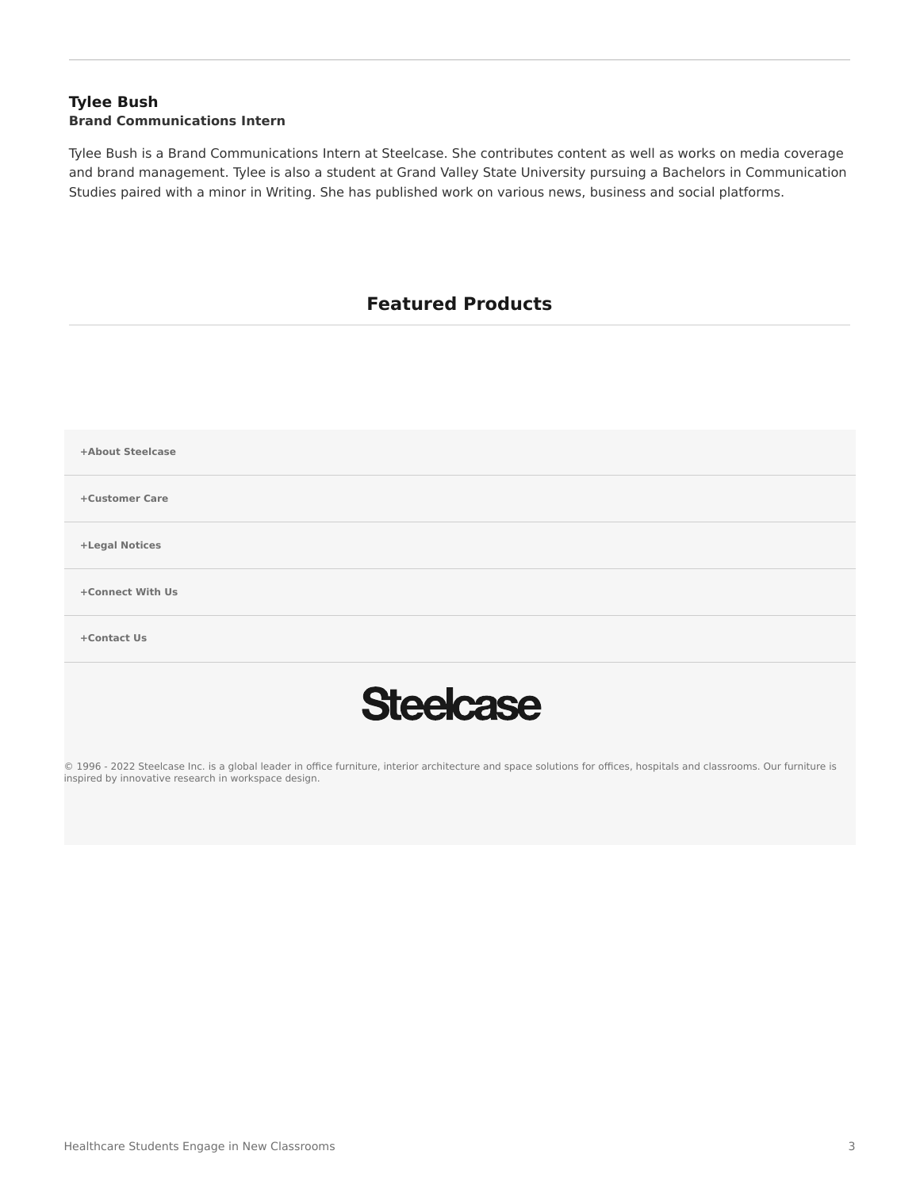**Tylee Bush**
**Brand Communications Intern**

Tylee Bush is a Brand Communications Intern at Steelcase. She contributes content as well as works on media coverage and brand management. Tylee is also a student at Grand Valley State University pursuing a Bachelors in Communication Studies paired with a minor in Writing. She has published work on various news, business and social platforms.

## Featured Products

+About Steelcase

+Customer Care

+Legal Notices

+Connect With Us

+Contact Us

Steelcase

© 1996 - 2022 Steelcase Inc. is a global leader in office furniture, interior architecture and space solutions for offices, hospitals and classrooms. Our furniture is inspired by innovative research in workspace design.